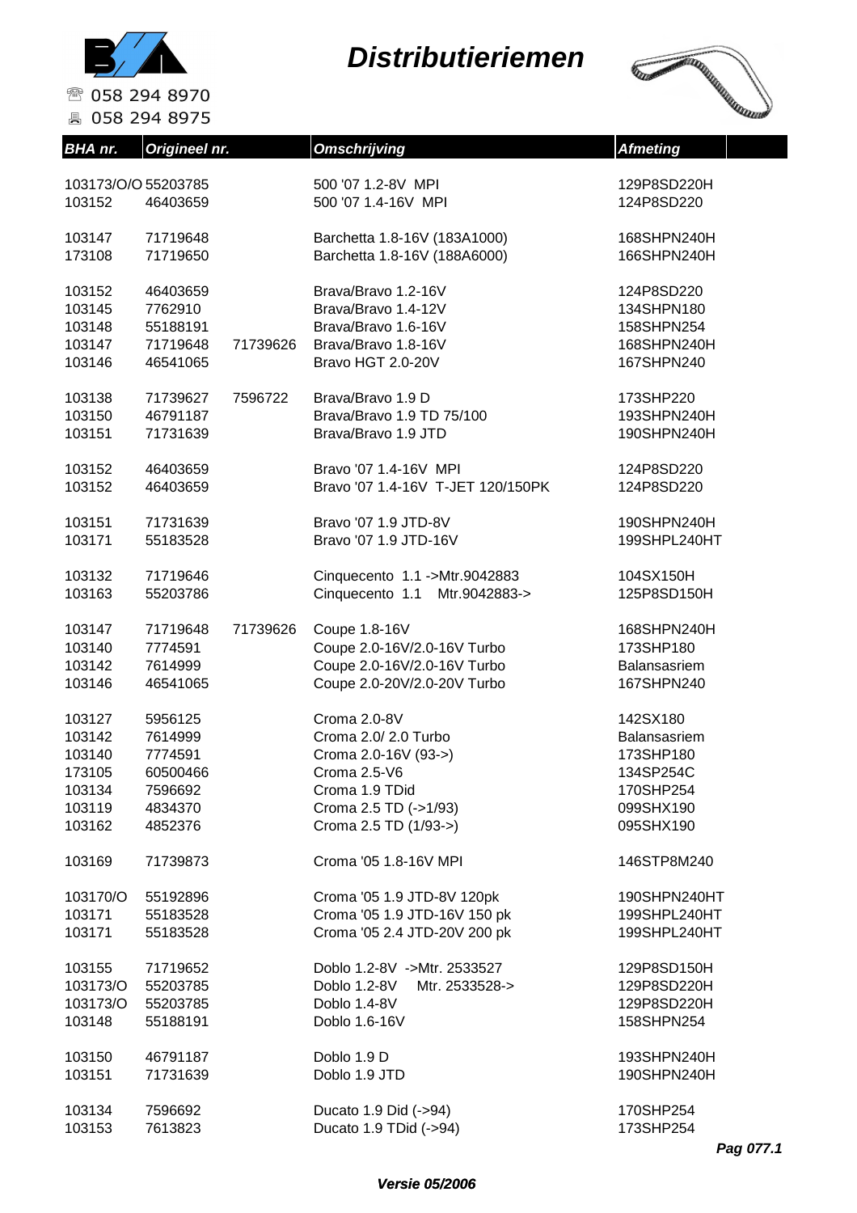# Distributieriemen

058 294 8970
058 294 8975

| BHA nr. | Origineel nr. | | Omschrijving | Afmeting |
|---|---|---|---|---|
| 103173/O/O | 55203785 | | 500 '07 1.2-8V MPI | 129P8SD220H |
| 103152 | 46403659 | | 500 '07 1.4-16V MPI | 124P8SD220 |
| | | | | |
| 103147 | 71719648 | | Barchetta 1.8-16V (183A1000) | 168SHPN240H |
| 173108 | 71719650 | | Barchetta 1.8-16V (188A6000) | 166SHPN240H |
| | | | | |
| 103152 | 46403659 | | Brava/Bravo 1.2-16V | 124P8SD220 |
| 103145 | 7762910 | | Brava/Bravo 1.4-12V | 134SHPN180 |
| 103148 | 55188191 | | Brava/Bravo 1.6-16V | 158SHPN254 |
| 103147 | 71719648 | 71739626 | Brava/Bravo 1.8-16V | 168SHPN240H |
| 103146 | 46541065 | | Bravo HGT 2.0-20V | 167SHPN240 |
| | | | | |
| 103138 | 71739627 | 7596722 | Brava/Bravo 1.9 D | 173SHP220 |
| 103150 | 46791187 | | Brava/Bravo 1.9 TD 75/100 | 193SHPN240H |
| 103151 | 71731639 | | Brava/Bravo 1.9 JTD | 190SHPN240H |
| | | | | |
| 103152 | 46403659 | | Bravo '07 1.4-16V MPI | 124P8SD220 |
| 103152 | 46403659 | | Bravo '07 1.4-16V T-JET 120/150PK | 124P8SD220 |
| | | | | |
| 103151 | 71731639 | | Bravo '07 1.9 JTD-8V | 190SHPN240H |
| 103171 | 55183528 | | Bravo '07 1.9 JTD-16V | 199SHPL240HT |
| | | | | |
| 103132 | 71719646 | | Cinquecento 1.1 ->Mtr.9042883 | 104SX150H |
| 103163 | 55203786 | | Cinquecento 1.1 Mtr.9042883-> | 125P8SD150H |
| | | | | |
| 103147 | 71719648 | 71739626 | Coupe 1.8-16V | 168SHPN240H |
| 103140 | 7774591 | | Coupe 2.0-16V/2.0-16V Turbo | 173SHP180 |
| 103142 | 7614999 | | Coupe 2.0-16V/2.0-16V Turbo | Balansasriem |
| 103146 | 46541065 | | Coupe 2.0-20V/2.0-20V Turbo | 167SHPN240 |
| | | | | |
| 103127 | 5956125 | | Croma 2.0-8V | 142SX180 |
| 103142 | 7614999 | | Croma 2.0/ 2.0 Turbo | Balansasriem |
| 103140 | 7774591 | | Croma 2.0-16V (93->) | 173SHP180 |
| 173105 | 60500466 | | Croma 2.5-V6 | 134SP254C |
| 103134 | 7596692 | | Croma 1.9 TDid | 170SHP254 |
| 103119 | 4834370 | | Croma 2.5 TD (->1/93) | 099SHX190 |
| 103162 | 4852376 | | Croma 2.5 TD (1/93->) | 095SHX190 |
| | | | | |
| 103169 | 71739873 | | Croma '05 1.8-16V MPI | 146STP8M240 |
| | | | | |
| 103170/O | 55192896 | | Croma '05 1.9 JTD-8V 120pk | 190SHPN240HT |
| 103171 | 55183528 | | Croma '05 1.9 JTD-16V 150 pk | 199SHPL240HT |
| 103171 | 55183528 | | Croma '05 2.4 JTD-20V 200 pk | 199SHPL240HT |
| | | | | |
| 103155 | 71719652 | | Doblo 1.2-8V ->Mtr. 2533527 | 129P8SD150H |
| 103173/O | 55203785 | | Doblo 1.2-8V Mtr. 2533528-> | 129P8SD220H |
| 103173/O | 55203785 | | Doblo 1.4-8V | 129P8SD220H |
| 103148 | 55188191 | | Doblo 1.6-16V | 158SHPN254 |
| | | | | |
| 103150 | 46791187 | | Doblo 1.9 D | 193SHPN240H |
| 103151 | 71731639 | | Doblo 1.9 JTD | 190SHPN240H |
| | | | | |
| 103134 | 7596692 | | Ducato 1.9 Did (->94) | 170SHP254 |
| 103153 | 7613823 | | Ducato 1.9 TDid (->94) | 173SHP254 |

*Versie 05/2006*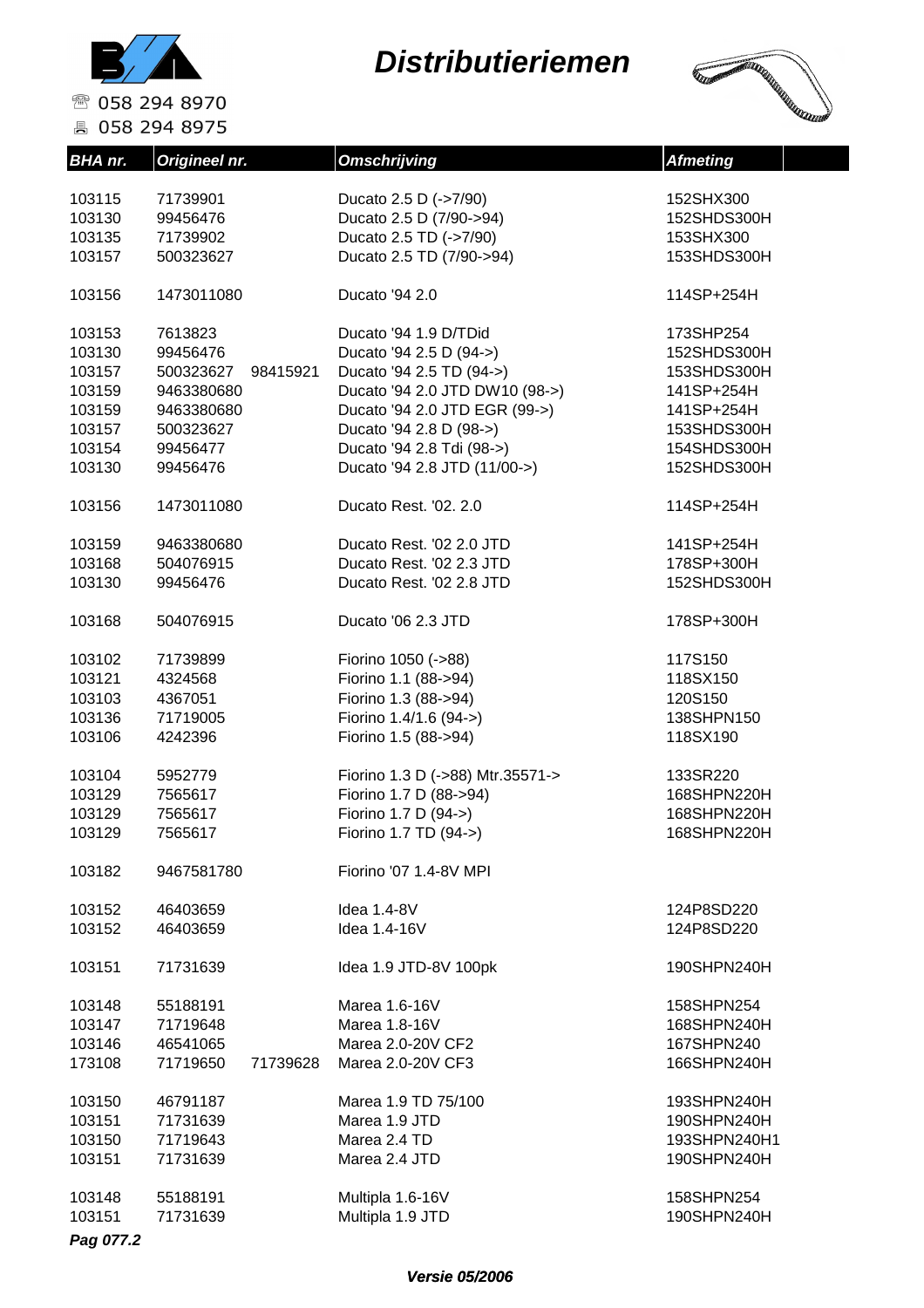# Distributieriemen

☎ 058 294 8970
🖷 058 294 8975

| BHA nr. | Origineel nr. | Omschrijving | Afmeting |
|---|---|---|---|
| 103115 | 71739901 | Ducato 2.5 D (->7/90) | 152SHX300 |
| 103130 | 99456476 | Ducato 2.5 D (7/90->94) | 152SHDS300H |
| 103135 | 71739902 | Ducato 2.5 TD (->7/90) | 153SHX300 |
| 103157 | 500323627 | Ducato 2.5 TD (7/90->94) | 153SHDS300H |
| | | | |
| 103156 | 1473011080 | Ducato '94 2.0 | 114SP+254H |
| | | | |
| 103153 | 7613823 | Ducato '94 1.9 D/TDid | 173SHP254 |
| 103130 | 99456476 | Ducato '94 2.5 D (94->) | 152SHDS300H |
| 103157 | 500323627 98415921 | Ducato '94 2.5 TD (94->) | 153SHDS300H |
| 103159 | 9463380680 | Ducato '94 2.0 JTD DW10 (98->) | 141SP+254H |
| 103159 | 9463380680 | Ducato '94 2.0 JTD EGR (99->) | 141SP+254H |
| 103157 | 500323627 | Ducato '94 2.8 D (98->) | 153SHDS300H |
| 103154 | 99456477 | Ducato '94 2.8 Tdi (98->) | 154SHDS300H |
| 103130 | 99456476 | Ducato '94 2.8 JTD (11/00->) | 152SHDS300H |
| | | | |
| 103156 | 1473011080 | Ducato Rest. '02. 2.0 | 114SP+254H |
| | | | |
| 103159 | 9463380680 | Ducato Rest. '02 2.0 JTD | 141SP+254H |
| 103168 | 504076915 | Ducato Rest. '02 2.3 JTD | 178SP+300H |
| 103130 | 99456476 | Ducato Rest. '02 2.8 JTD | 152SHDS300H |
| | | | |
| 103168 | 504076915 | Ducato '06 2.3 JTD | 178SP+300H |
| | | | |
| 103102 | 71739899 | Fiorino 1050 (->88) | 117S150 |
| 103121 | 4324568 | Fiorino 1.1 (88->94) | 118SX150 |
| 103103 | 4367051 | Fiorino 1.3 (88->94) | 120S150 |
| 103136 | 71719005 | Fiorino 1.4/1.6 (94->) | 138SHPN150 |
| 103106 | 4242396 | Fiorino 1.5 (88->94) | 118SX190 |
| | | | |
| 103104 | 5952779 | Fiorino 1.3 D (->88) Mtr.35571-> | 133SR220 |
| 103129 | 7565617 | Fiorino 1.7 D (88->94) | 168SHPN220H |
| 103129 | 7565617 | Fiorino 1.7 D (94->) | 168SHPN220H |
| 103129 | 7565617 | Fiorino 1.7 TD (94->) | 168SHPN220H |
| | | | |
| 103182 | 9467581780 | Fiorino '07 1.4-8V MPI | |
| | | | |
| 103152 | 46403659 | Idea 1.4-8V | 124P8SD220 |
| 103152 | 46403659 | Idea 1.4-16V | 124P8SD220 |
| | | | |
| 103151 | 71731639 | Idea 1.9 JTD-8V 100pk | 190SHPN240H |
| | | | |
| 103148 | 55188191 | Marea 1.6-16V | 158SHPN254 |
| 103147 | 71719648 | Marea 1.8-16V | 168SHPN240H |
| 103146 | 46541065 | Marea 2.0-20V CF2 | 167SHPN240 |
| 173108 | 71719650 71739628 | Marea 2.0-20V CF3 | 166SHPN240H |
| | | | |
| 103150 | 46791187 | Marea 1.9 TD 75/100 | 193SHPN240H |
| 103151 | 71731639 | Marea 1.9 JTD | 190SHPN240H |
| 103150 | 71719643 | Marea 2.4 TD | 193SHPN240H1 |
| 103151 | 71731639 | Marea 2.4 JTD | 190SHPN240H |
| | | | |
| 103148 | 55188191 | Multipla 1.6-16V | 158SHPN254 |
| 103151 | 71731639 | Multipla 1.9 JTD | 190SHPN240H |

*Pag 077.2*

*Versie 05/2006*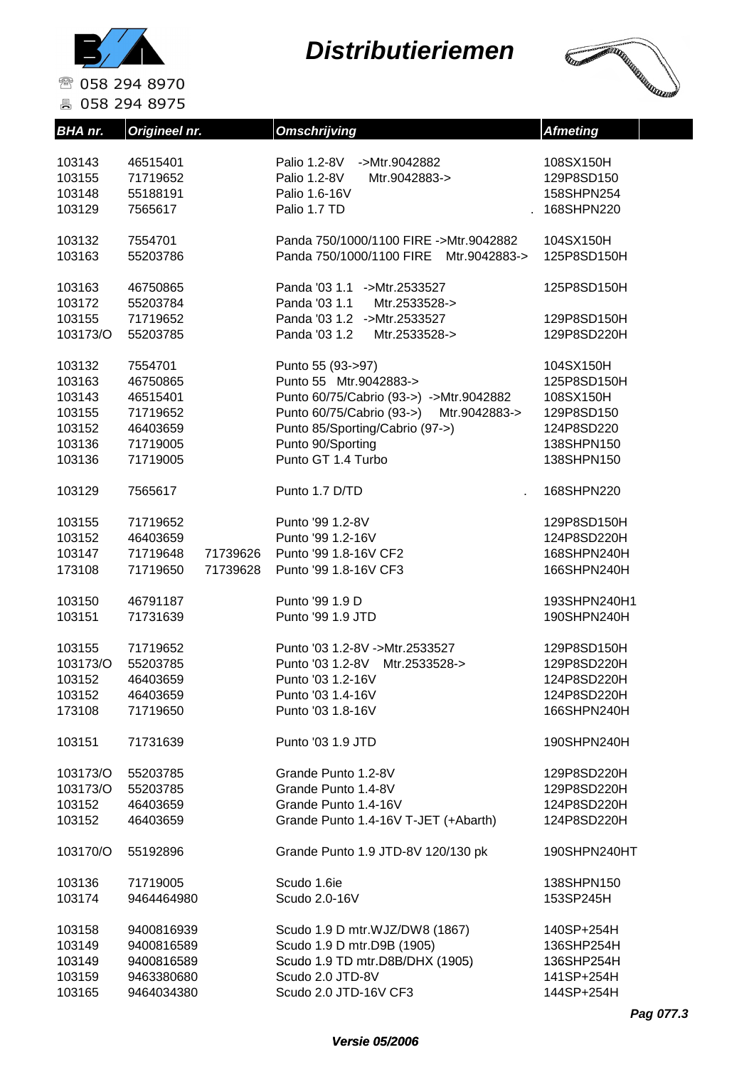# Distributieriemen

058 294 8970
058 294 8975

| BHA nr. | Origineel nr. | | Omschrijving | Afmeting |
|---|---|---|---|---|
| 103143 | 46515401 | | Palio 1.2-8V ->Mtr.9042882 | 108SX150H |
| 103155 | 71719652 | | Palio 1.2-8V Mtr.9042883-> | 129P8SD150 |
| 103148 | 55188191 | | Palio 1.6-16V | 158SHPN254 |
| 103129 | 7565617 | | Palio 1.7 TD . | 168SHPN220 |
| | | | | |
| 103132 | 7554701 | | Panda 750/1000/1100 FIRE ->Mtr.9042882 | 104SX150H |
| 103163 | 55203786 | | Panda 750/1000/1100 FIRE Mtr.9042883-> | 125P8SD150H |
| | | | | |
| 103163 | 46750865 | | Panda '03 1.1 ->Mtr.2533527 | 125P8SD150H |
| 103172 | 55203784 | | Panda '03 1.1 Mtr.2533528-> | |
| 103155 | 71719652 | | Panda '03 1.2 ->Mtr.2533527 | 129P8SD150H |
| 103173/O | 55203785 | | Panda '03 1.2 Mtr.2533528-> | 129P8SD220H |
| | | | | |
| 103132 | 7554701 | | Punto 55 (93->97) | 104SX150H |
| 103163 | 46750865 | | Punto 55 Mtr.9042883-> | 125P8SD150H |
| 103143 | 46515401 | | Punto 60/75/Cabrio (93->) ->Mtr.9042882 | 108SX150H |
| 103155 | 71719652 | | Punto 60/75/Cabrio (93->) Mtr.9042883-> | 129P8SD150 |
| 103152 | 46403659 | | Punto 85/Sporting/Cabrio (97->) | 124P8SD220 |
| 103136 | 71719005 | | Punto 90/Sporting | 138SHPN150 |
| 103136 | 71719005 | | Punto GT 1.4 Turbo | 138SHPN150 |
| | | | | |
| 103129 | 7565617 | | Punto 1.7 D/TD . | 168SHPN220 |
| | | | | |
| 103155 | 71719652 | | Punto '99 1.2-8V | 129P8SD150H |
| 103152 | 46403659 | | Punto '99 1.2-16V | 124P8SD220H |
| 103147 | 71719648 | 71739626 | Punto '99 1.8-16V CF2 | 168SHPN240H |
| 173108 | 71719650 | 71739628 | Punto '99 1.8-16V CF3 | 166SHPN240H |
| | | | | |
| 103150 | 46791187 | | Punto '99 1.9 D | 193SHPN240H1 |
| 103151 | 71731639 | | Punto '99 1.9 JTD | 190SHPN240H |
| | | | | |
| 103155 | 71719652 | | Punto '03 1.2-8V ->Mtr.2533527 | 129P8SD150H |
| 103173/O | 55203785 | | Punto '03 1.2-8V Mtr.2533528-> | 129P8SD220H |
| 103152 | 46403659 | | Punto '03 1.2-16V | 124P8SD220H |
| 103152 | 46403659 | | Punto '03 1.4-16V | 124P8SD220H |
| 173108 | 71719650 | | Punto '03 1.8-16V | 166SHPN240H |
| | | | | |
| 103151 | 71731639 | | Punto '03 1.9 JTD | 190SHPN240H |
| | | | | |
| 103173/O | 55203785 | | Grande Punto 1.2-8V | 129P8SD220H |
| 103173/O | 55203785 | | Grande Punto 1.4-8V | 129P8SD220H |
| 103152 | 46403659 | | Grande Punto 1.4-16V | 124P8SD220H |
| 103152 | 46403659 | | Grande Punto 1.4-16V T-JET (+Abarth) | 124P8SD220H |
| | | | | |
| 103170/O | 55192896 | | Grande Punto 1.9 JTD-8V 120/130 pk | 190SHPN240HT |
| | | | | |
| 103136 | 71719005 | | Scudo 1.6ie | 138SHPN150 |
| 103174 | 9464464980 | | Scudo 2.0-16V | 153SP245H |
| | | | | |
| 103158 | 9400816939 | | Scudo 1.9 D mtr.WJZ/DW8 (1867) | 140SP+254H |
| 103149 | 9400816589 | | Scudo 1.9 D mtr.D9B (1905) | 136SHP254H |
| 103149 | 9400816589 | | Scudo 1.9 TD mtr.D8B/DHX (1905) | 136SHP254H |
| 103159 | 9463380680 | | Scudo 2.0 JTD-8V | 141SP+254H |
| 103165 | 9464034380 | | Scudo 2.0 JTD-16V CF3 | 144SP+254H |

*Versie 05/2006*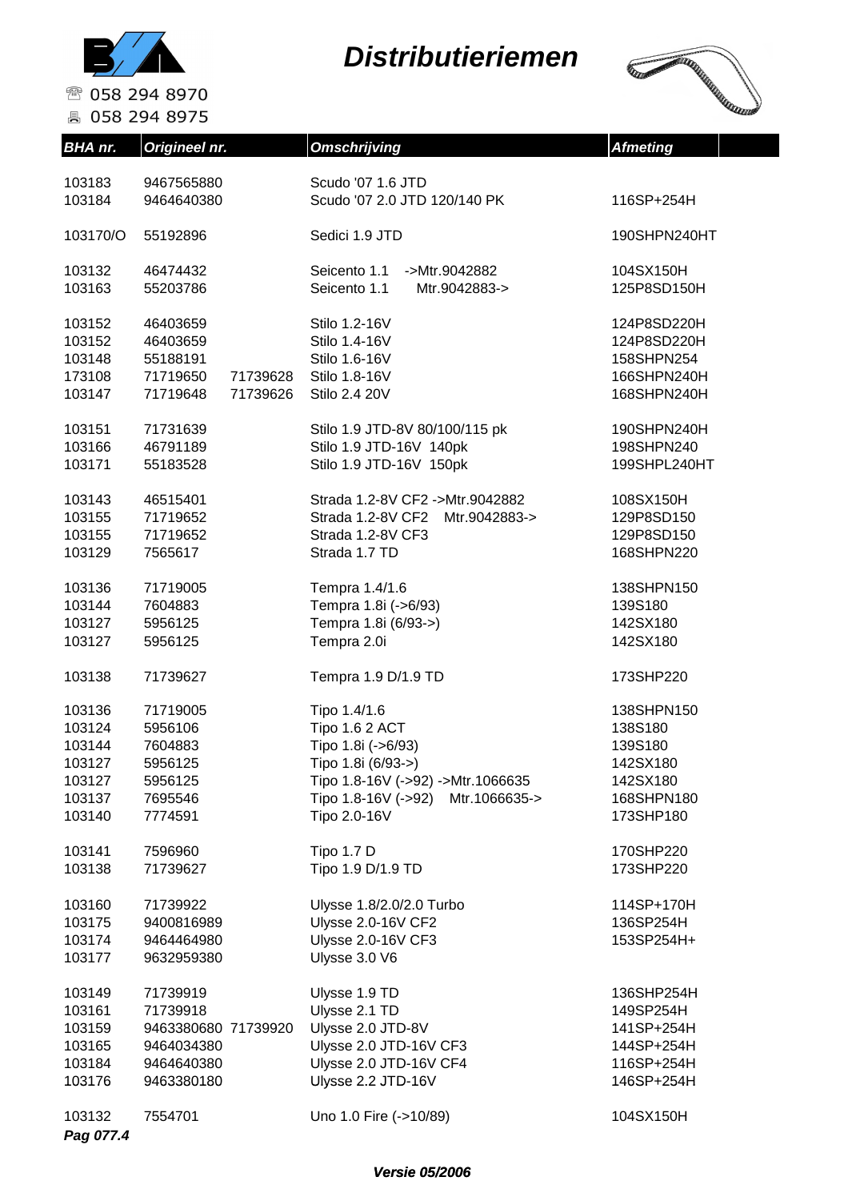# Distributieriemen

☏ 058 294 8970
🖷 058 294 8975

| BHA nr. | Origineel nr. | | Omschrijving | Afmeting |
|---|---|---|---|---|
| 103183 | 9467565880 | | Scudo '07 1.6 JTD | |
| 103184 | 9464640380 | | Scudo '07 2.0 JTD 120/140 PK | 116SP+254H |
| | | | | |
| 103170/O | 55192896 | | Sedici 1.9 JTD | 190SHPN240HT |
| | | | | |
| 103132 | 46474432 | | Seicento 1.1 ->Mtr.9042882 | 104SX150H |
| 103163 | 55203786 | | Seicento 1.1 Mtr.9042883-> | 125P8SD150H |
| | | | | |
| 103152 | 46403659 | | Stilo 1.2-16V | 124P8SD220H |
| 103152 | 46403659 | | Stilo 1.4-16V | 124P8SD220H |
| 103148 | 55188191 | | Stilo 1.6-16V | 158SHPN254 |
| 173108 | 71719650 | 71739628 | Stilo 1.8-16V | 166SHPN240H |
| 103147 | 71719648 | 71739626 | Stilo 2.4 20V | 168SHPN240H |
| | | | | |
| 103151 | 71731639 | | Stilo 1.9 JTD-8V 80/100/115 pk | 190SHPN240H |
| 103166 | 46791189 | | Stilo 1.9 JTD-16V 140pk | 198SHPN240 |
| 103171 | 55183528 | | Stilo 1.9 JTD-16V 150pk | 199SHPL240HT |
| | | | | |
| 103143 | 46515401 | | Strada 1.2-8V CF2 ->Mtr.9042882 | 108SX150H |
| 103155 | 71719652 | | Strada 1.2-8V CF2 Mtr.9042883-> | 129P8SD150 |
| 103155 | 71719652 | | Strada 1.2-8V CF3 | 129P8SD150 |
| 103129 | 7565617 | | Strada 1.7 TD | 168SHPN220 |
| | | | | |
| 103136 | 71719005 | | Tempra 1.4/1.6 | 138SHPN150 |
| 103144 | 7604883 | | Tempra 1.8i (->6/93) | 139S180 |
| 103127 | 5956125 | | Tempra 1.8i (6/93->) | 142SX180 |
| 103127 | 5956125 | | Tempra 2.0i | 142SX180 |
| | | | | |
| 103138 | 71739627 | | Tempra 1.9 D/1.9 TD | 173SHP220 |
| | | | | |
| 103136 | 71719005 | | Tipo 1.4/1.6 | 138SHPN150 |
| 103124 | 5956106 | | Tipo 1.6 2 ACT | 138S180 |
| 103144 | 7604883 | | Tipo 1.8i (->6/93) | 139S180 |
| 103127 | 5956125 | | Tipo 1.8i (6/93->) | 142SX180 |
| 103127 | 5956125 | | Tipo 1.8-16V (->92) ->Mtr.1066635 | 142SX180 |
| 103137 | 7695546 | | Tipo 1.8-16V (->92) Mtr.1066635-> | 168SHPN180 |
| 103140 | 7774591 | | Tipo 2.0-16V | 173SHP180 |
| | | | | |
| 103141 | 7596960 | | Tipo 1.7 D | 170SHP220 |
| 103138 | 71739627 | | Tipo 1.9 D/1.9 TD | 173SHP220 |
| | | | | |
| 103160 | 71739922 | | Ulysse 1.8/2.0/2.0 Turbo | 114SP+170H |
| 103175 | 9400816989 | | Ulysse 2.0-16V CF2 | 136SP254H |
| 103174 | 9464464980 | | Ulysse 2.0-16V CF3 | 153SP254H+ |
| 103177 | 9632959380 | | Ulysse 3.0 V6 | |
| | | | | |
| 103149 | 71739919 | | Ulysse 1.9 TD | 136SHP254H |
| 103161 | 71739918 | | Ulysse 2.1 TD | 149SP254H |
| 103159 | 9463380680 | 71739920 | Ulysse 2.0 JTD-8V | 141SP+254H |
| 103165 | 9464034380 | | Ulysse 2.0 JTD-16V CF3 | 144SP+254H |
| 103184 | 9464640380 | | Ulysse 2.0 JTD-16V CF4 | 116SP+254H |
| 103176 | 9463380180 | | Ulysse 2.2 JTD-16V | 146SP+254H |
| | | | | |
| 103132 | 7554701 | | Uno 1.0 Fire (->10/89) | 104SX150H |

***Pag 077.4***

***Versie 05/2006***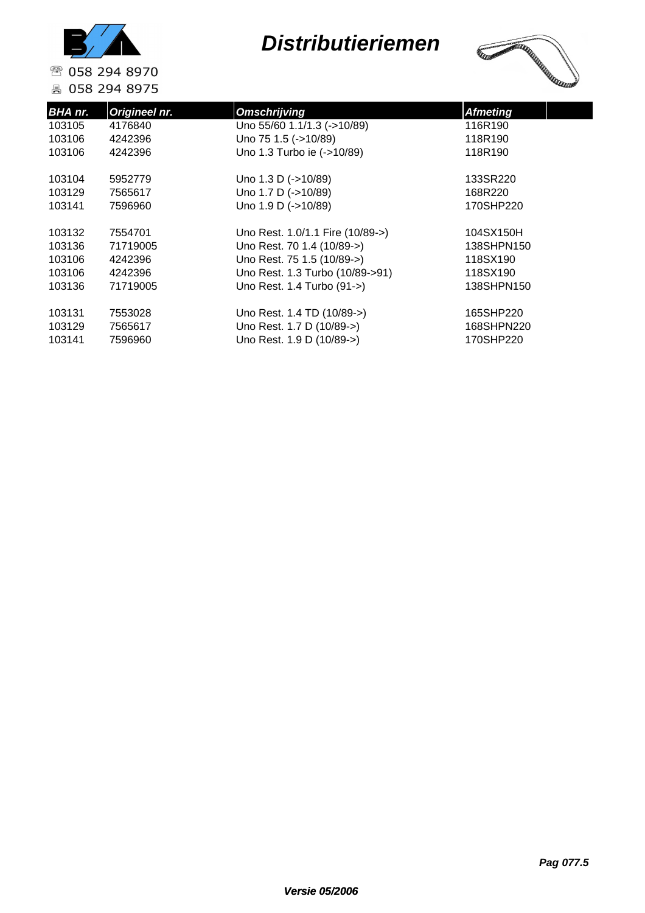# Distributieriemen

058 294 8970
058 294 8975

| BHA nr. | Origineel nr. | Omschrijving | Afmeting |
|---|---|---|---|
| 103105 | 4176840 | Uno 55/60 1.1/1.3 (->10/89) | 116R190 |
| 103106 | 4242396 | Uno 75 1.5 (->10/89) | 118R190 |
| 103106 | 4242396 | Uno 1.3 Turbo ie (->10/89) | 118R190 |
| | | | |
| 103104 | 5952779 | Uno 1.3 D (->10/89) | 133SR220 |
| 103129 | 7565617 | Uno 1.7 D (->10/89) | 168R220 |
| 103141 | 7596960 | Uno 1.9 D (->10/89) | 170SHP220 |
| | | | |
| 103132 | 7554701 | Uno Rest. 1.0/1.1 Fire (10/89->) | 104SX150H |
| 103136 | 71719005 | Uno Rest. 70 1.4 (10/89->) | 138SHPN150 |
| 103106 | 4242396 | Uno Rest. 75 1.5 (10/89->) | 118SX190 |
| 103106 | 4242396 | Uno Rest. 1.3 Turbo (10/89->91) | 118SX190 |
| 103136 | 71719005 | Uno Rest. 1.4 Turbo (91->) | 138SHPN150 |
| | | | |
| 103131 | 7553028 | Uno Rest. 1.4 TD (10/89->) | 165SHP220 |
| 103129 | 7565617 | Uno Rest. 1.7 D (10/89->) | 168SHPN220 |
| 103141 | 7596960 | Uno Rest. 1.9 D (10/89->) | 170SHP220 |

Pag 077.5

Versie 05/2006